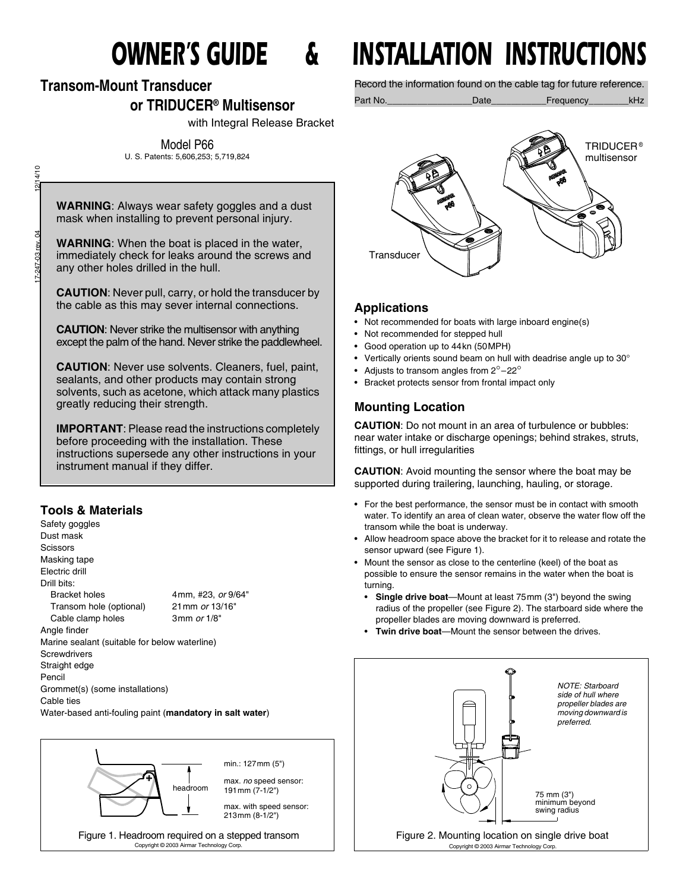# OWNER'S GUIDE & INSTALLATION INSTRUCTIONS

## Transom-Mount Transducer or TRIDUCER® Multisensor

with Integral Release Bracket

Model P66

U. S. Patents: 5,606,253; 5,719,824

17-247-03 rev. 04 12/14/10

**WARNING**: Always wear safety goggles and a dust mask when installing to prevent personal injury.

**WARNING**: When the boat is placed in the water, immediately check for leaks around the screws and any other holes drilled in the hull.

**CAUTION**: Never pull, carry, or hold the transducer by the cable as this may sever internal connections.

**CAUTION**: Never strike the multisensor with anything except the palm of the hand. Never strike the paddlewheel.

**CAUTION**: Never use solvents. Cleaners, fuel, paint, sealants, and other products may contain strong solvents, such as acetone, which attack many plastics greatly reducing their strength.

**IMPORTANT**: Please read the instructions completely before proceeding with the installation. These instructions supersede any other instructions in your instrument manual if they differ.

### Tools & Materials

Safety goggles
Dust mask
Scissors
Masking tape
Electric drill
Drill bits:
- Bracket holes 4mm, #23, *or* 9/64"
- Transom hole (optional) 21mm *or* 13/16"
- Cable clamp holes 3mm *or* 1/8"

Angle finder
Marine sealant (suitable for below waterline)
Screwdrivers
Straight edge
Pencil
Grommet(s) (some installations)
Cable ties
Water-based anti-fouling paint (**mandatory in salt water**)

headroom

min.: 127mm (5")

max. *no* speed sensor: 191mm (7-1/2")

max. with speed sensor: 213mm (8-1/2")

Figure 1. Headroom required on a stepped transom

Copyright © 2003 Airmar Technology Corp.

Record the information found on the cable tag for future reference.

Part No.________________Date__________Frequency_______kHz

Transducer

TRIDUCER® multisensor

### Applications

- Not recommended for boats with large inboard engine(s)
- Not recommended for stepped hull
- Good operation up to 44kn (50MPH)
- Vertically orients sound beam on hull with deadrise angle up to 30°
- Adjusts to transom angles from 2°–22°
- Bracket protects sensor from frontal impact only

### Mounting Location

**CAUTION**: Do not mount in an area of turbulence or bubbles: near water intake or discharge openings; behind strakes, struts, fittings, or hull irregularities

**CAUTION**: Avoid mounting the sensor where the boat may be supported during trailering, launching, hauling, or storage.

- For the best performance, the sensor must be in contact with smooth water. To identify an area of clean water, observe the water flow off the transom while the boat is underway.
- Allow headroom space above the bracket for it to release and rotate the sensor upward (see Figure 1).
- Mount the sensor as close to the centerline (keel) of the boat as possible to ensure the sensor remains in the water when the boat is turning.
  - **Single drive boat**—Mount at least 75mm (3") beyond the swing radius of the propeller (see Figure 2). The starboard side where the propeller blades are moving downward is preferred.
  - **Twin drive boat**—Mount the sensor between the drives.

*NOTE: Starboard side of hull where propeller blades are moving downward is preferred.*

75 mm (3") minimum beyond swing radius

Figure 2. Mounting location on single drive boat

Copyright © 2003 Airmar Technology Corp.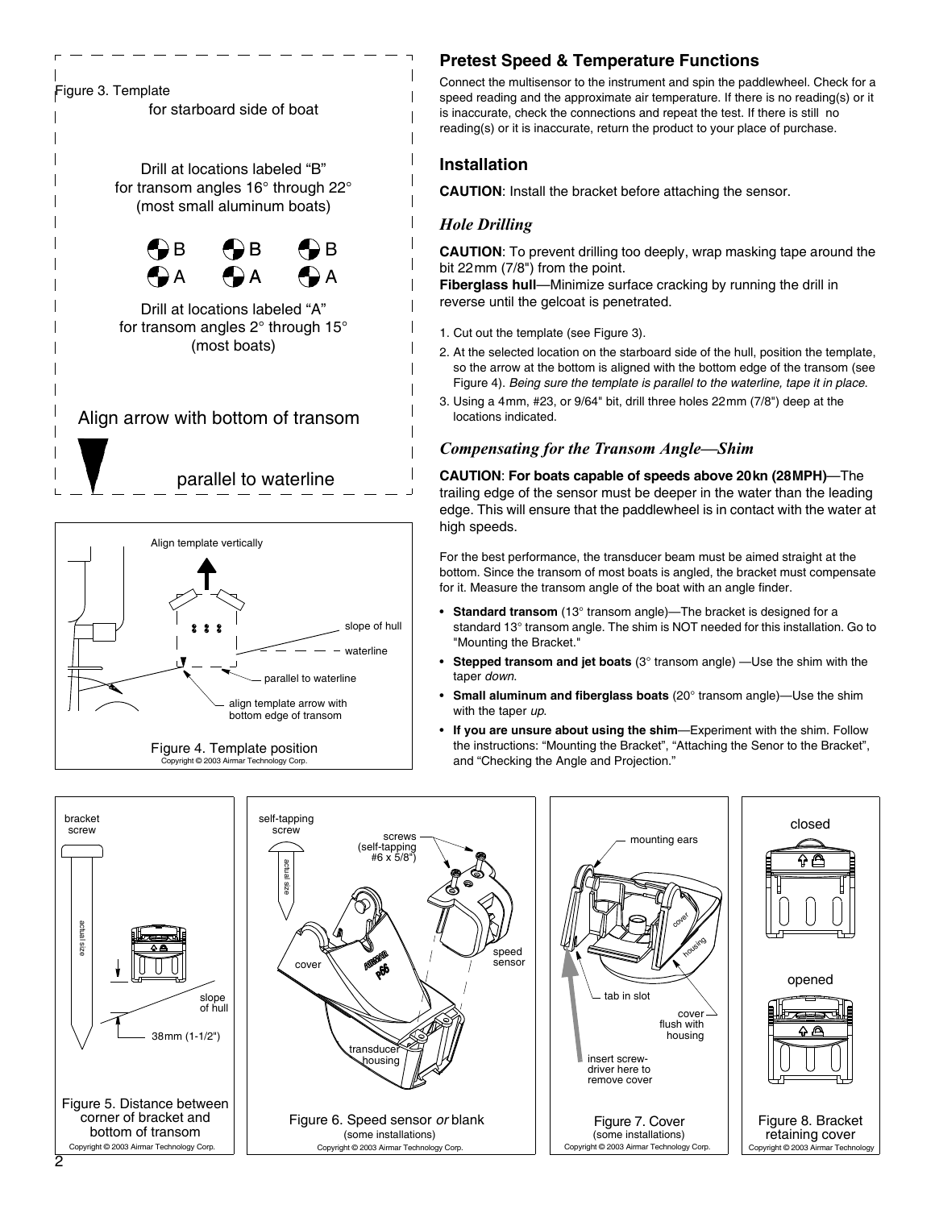Figure 3. Template

for starboard side of boat

Drill at locations labeled "B" for transom angles 16° through 22° (most small aluminum boats)

B B B

A A A

Drill at locations labeled "A" for transom angles 2° through 15° (most boats)

Align arrow with bottom of transom

parallel to waterline

Align template vertically

slope of hull

waterline

parallel to waterline

align template arrow with bottom edge of transom

Figure 4. Template position

Copyright © 2003 Airmar Technology Corp.

## Pretest Speed & Temperature Functions

Connect the multisensor to the instrument and spin the paddlewheel. Check for a speed reading and the approximate air temperature. If there is no reading(s) or it is inaccurate, check the connections and repeat the test. If there is still no reading(s) or it is inaccurate, return the product to your place of purchase.

## Installation

**CAUTION**: Install the bracket before attaching the sensor.

### *Hole Drilling*

**CAUTION**: To prevent drilling too deeply, wrap masking tape around the bit 22mm (7/8") from the point.

**Fiberglass hull**—Minimize surface cracking by running the drill in reverse until the gelcoat is penetrated.

1. Cut out the template (see Figure 3).
2. At the selected location on the starboard side of the hull, position the template, so the arrow at the bottom is aligned with the bottom edge of the transom (see Figure 4). *Being sure the template is parallel to the waterline, tape it in place.*
3. Using a 4mm, #23, or 9/64" bit, drill three holes 22mm (7/8") deep at the locations indicated.

### *Compensating for the Transom Angle—Shim*

**CAUTION**: **For boats capable of speeds above 20kn (28MPH)**—The trailing edge of the sensor must be deeper in the water than the leading edge. This will ensure that the paddlewheel is in contact with the water at high speeds.

For the best performance, the transducer beam must be aimed straight at the bottom. Since the transom of most boats is angled, the bracket must compensate for it. Measure the transom angle of the boat with an angle finder.

- **Standard transom** (13° transom angle)—The bracket is designed for a standard 13° transom angle. The shim is NOT needed for this installation. Go to "Mounting the Bracket."
- **Stepped transom and jet boats** (3° transom angle) —Use the shim with the taper *down*.
- **Small aluminum and fiberglass boats** (20° transom angle)—Use the shim with the taper *up*.
- **If you are unsure about using the shim**—Experiment with the shim. Follow the instructions: "Mounting the Bracket", "Attaching the Senor to the Bracket", and "Checking the Angle and Projection."

bracket screw

actual size

slope of hull

38mm (1-1/2")

Figure 5. Distance between corner of bracket and bottom of transom

Copyright © 2003 Airmar Technology Corp.

self-tapping screw

actual size

screws (self-tapping #6 x 5/8")

cover

speed sensor

transducer housing

Figure 6. Speed sensor *or* blank

(some installations)

Copyright © 2003 Airmar Technology Corp.

mounting ears

cover

housing

tab in slot

cover flush with housing

insert screw-driver here to remove cover

Figure 7. Cover

(some installations)

Copyright © 2003 Airmar Technology Corp.

closed

opened

Figure 8. Bracket retaining cover

Copyright © 2003 Airmar Technology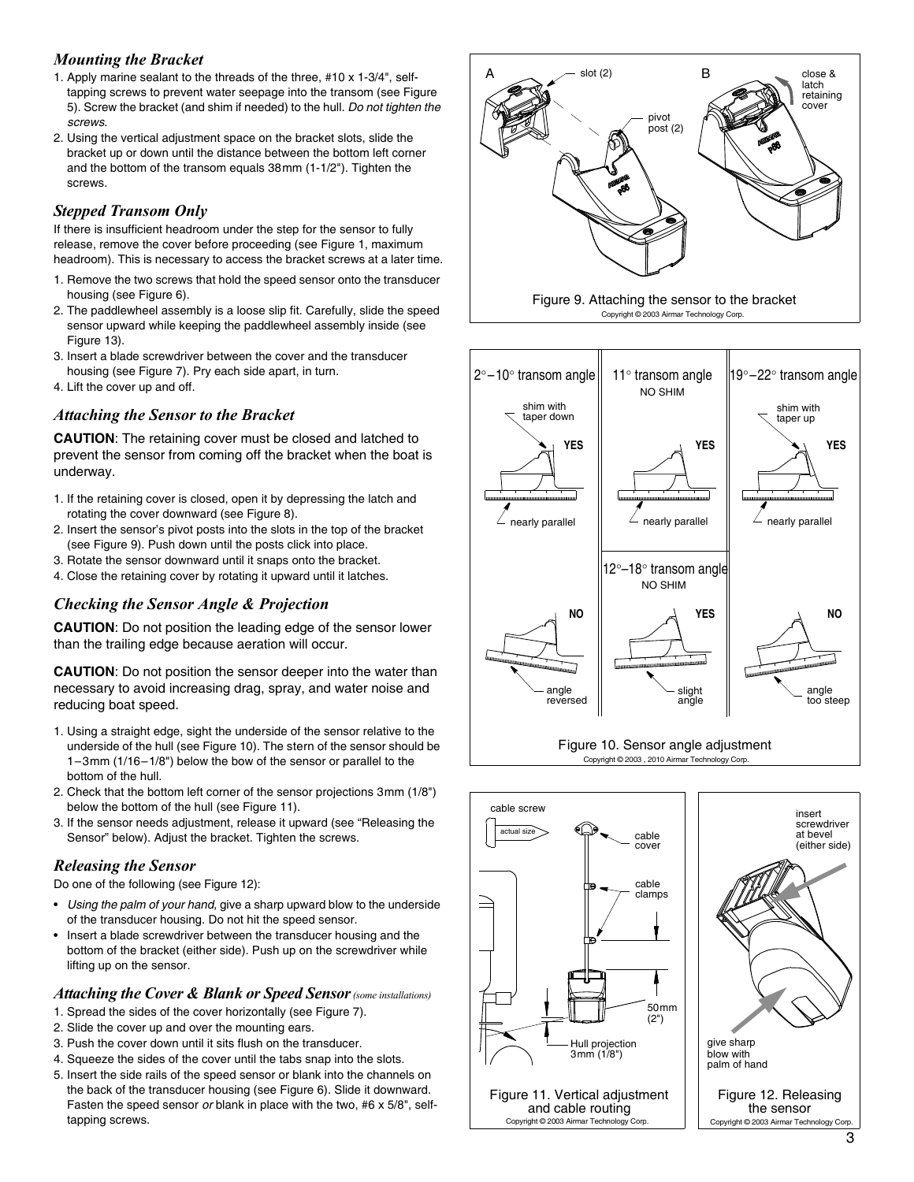### *Mounting the Bracket*

1. Apply marine sealant to the threads of the three, #10 x 1-3/4", self-tapping screws to prevent water seepage into the transom (see Figure 5). Screw the bracket (and shim if needed) to the hull. *Do not tighten the screws.*
2. Using the vertical adjustment space on the bracket slots, slide the bracket up or down until the distance between the bottom left corner and the bottom of the transom equals 38mm (1-1/2"). Tighten the screws.

### *Stepped Transom Only*

If there is insufficient headroom under the step for the sensor to fully release, remove the cover before proceeding (see Figure 1, maximum headroom). This is necessary to access the bracket screws at a later time.

1. Remove the two screws that hold the speed sensor onto the transducer housing (see Figure 6).
2. The paddlewheel assembly is a loose slip fit. Carefully, slide the speed sensor upward while keeping the paddlewheel assembly inside (see Figure 13).
3. Insert a blade screwdriver between the cover and the transducer housing (see Figure 7). Pry each side apart, in turn.
4. Lift the cover up and off.

### *Attaching the Sensor to the Bracket*

**CAUTION**: The retaining cover must be closed and latched to prevent the sensor from coming off the bracket when the boat is underway.

1. If the retaining cover is closed, open it by depressing the latch and rotating the cover downward (see Figure 8).
2. Insert the sensor's pivot posts into the slots in the top of the bracket (see Figure 9). Push down until the posts click into place.
3. Rotate the sensor downward until it snaps onto the bracket.
4. Close the retaining cover by rotating it upward until it latches.

### *Checking the Sensor Angle & Projection*

**CAUTION**: Do not position the leading edge of the sensor lower than the trailing edge because aeration will occur.

**CAUTION**: Do not position the sensor deeper into the water than necessary to avoid increasing drag, spray, and water noise and reducing boat speed.

1. Using a straight edge, sight the underside of the sensor relative to the underside of the hull (see Figure 10). The stern of the sensor should be 1–3mm (1/16–1/8") below the bow of the sensor or parallel to the bottom of the hull.
2. Check that the bottom left corner of the sensor projections 3mm (1/8") below the bottom of the hull (see Figure 11).
3. If the sensor needs adjustment, release it upward (see "Releasing the Sensor" below). Adjust the bracket. Tighten the screws.

### *Releasing the Sensor*

Do one of the following (see Figure 12):

- *Using the palm of your hand,* give a sharp upward blow to the underside of the transducer housing. Do not hit the speed sensor.
- Insert a blade screwdriver between the transducer housing and the bottom of the bracket (either side). Push up on the screwdriver while lifting up on the sensor.

### *Attaching the Cover & Blank or Speed Sensor* *(some installations)*

1. Spread the sides of the cover horizontally (see Figure 7).
2. Slide the cover up and over the mounting ears.
3. Push the cover down until it sits flush on the transducer.
4. Squeeze the sides of the cover until the tabs snap into the slots.
5. Insert the side rails of the speed sensor or blank into the channels on the back of the transducer housing (see Figure 6). Slide it downward. Fasten the speed sensor *or* blank in place with the two, #6 x 5/8", self-tapping screws.

A slot (2) pivot post (2) B close & latch retaining cover

Figure 9. Attaching the sensor to the bracket

Copyright © 2003 Airmar Technology Corp.

2°–10° transom angle: shim with taper down, YES, nearly parallel
11° transom angle: NO SHIM, YES, nearly parallel
19°–22° transom angle: shim with taper up, YES, nearly parallel
12°–18° transom angle: NO SHIM
NO: angle reversed
YES: slight angle
NO: angle too steep

Figure 10. Sensor angle adjustment

Copyright © 2003 , 2010 Airmar Technology Corp.

cable screw (actual size), cable cover, cable clamps, 50mm (2"), Hull projection 3mm (1/8")

Figure 11. Vertical adjustment and cable routing

Copyright © 2003 Airmar Technology Corp.

insert screwdriver at bevel (either side), give sharp blow with palm of hand

Figure 12. Releasing the sensor

Copyright © 2003 Airmar Technology Corp.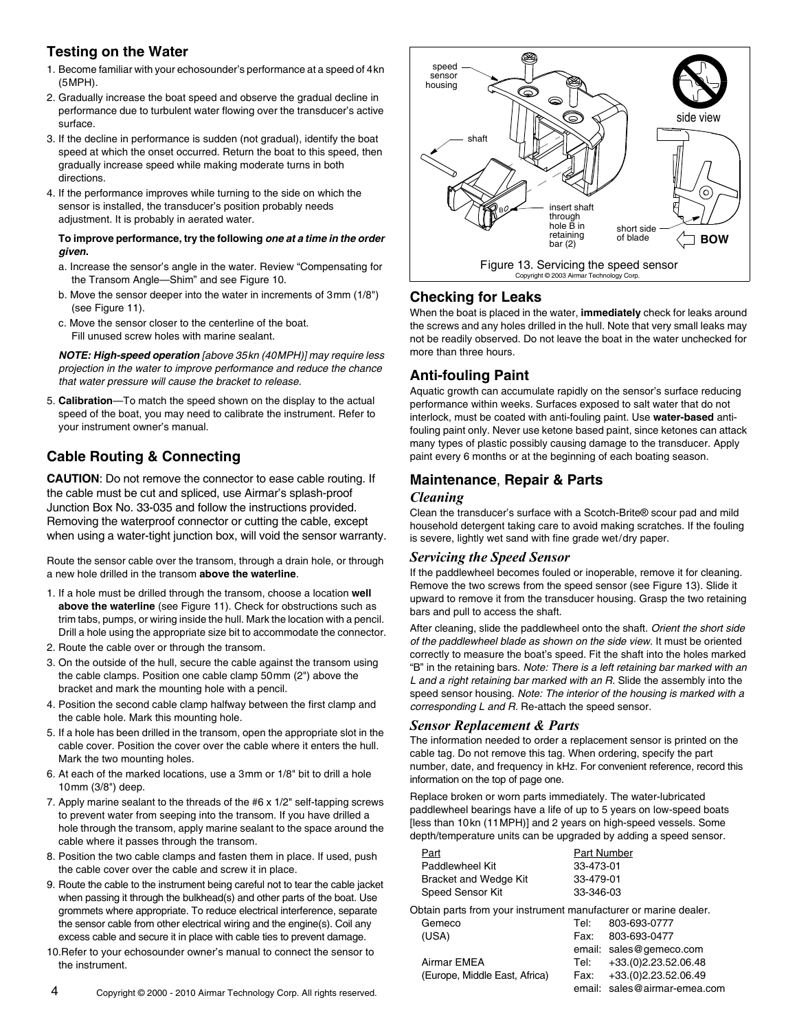## Testing on the Water

1. Become familiar with your echosounder's performance at a speed of 4kn (5MPH).
2. Gradually increase the boat speed and observe the gradual decline in performance due to turbulent water flowing over the transducer's active surface.
3. If the decline in performance is sudden (not gradual), identify the boat speed at which the onset occurred. Return the boat to this speed, then gradually increase speed while making moderate turns in both directions.
4. If the performance improves while turning to the side on which the sensor is installed, the transducer's position probably needs adjustment. It is probably in aerated water.

   **To improve performance, try the following *one at a time in the order given*.**

   a. Increase the sensor's angle in the water. Review "Compensating for the Transom Angle—Shim" and see Figure 10.

   b. Move the sensor deeper into the water in increments of 3mm (1/8") (see Figure 11).

   c. Move the sensor closer to the centerline of the boat. Fill unused screw holes with marine sealant.

   ***NOTE: High-speed operation*** *[above 35kn (40MPH)] may require less projection in the water to improve performance and reduce the chance that water pressure will cause the bracket to release.*

5. **Calibration**—To match the speed shown on the display to the actual speed of the boat, you may need to calibrate the instrument. Refer to your instrument owner's manual.

## Cable Routing & Connecting

**CAUTION**: Do not remove the connector to ease cable routing. If the cable must be cut and spliced, use Airmar's splash-proof Junction Box No. 33-035 and follow the instructions provided. Removing the waterproof connector or cutting the cable, except when using a water-tight junction box, will void the sensor warranty.

Route the sensor cable over the transom, through a drain hole, or through a new hole drilled in the transom **above the waterline**.

1. If a hole must be drilled through the transom, choose a location **well above the waterline** (see Figure 11). Check for obstructions such as trim tabs, pumps, or wiring inside the hull. Mark the location with a pencil. Drill a hole using the appropriate size bit to accommodate the connector.
2. Route the cable over or through the transom.
3. On the outside of the hull, secure the cable against the transom using the cable clamps. Position one cable clamp 50mm (2") above the bracket and mark the mounting hole with a pencil.
4. Position the second cable clamp halfway between the first clamp and the cable hole. Mark this mounting hole.
5. If a hole has been drilled in the transom, open the appropriate slot in the cable cover. Position the cover over the cable where it enters the hull. Mark the two mounting holes.
6. At each of the marked locations, use a 3mm or 1/8" bit to drill a hole 10mm (3/8") deep.
7. Apply marine sealant to the threads of the #6 x 1/2" self-tapping screws to prevent water from seeping into the transom. If you have drilled a hole through the transom, apply marine sealant to the space around the cable where it passes through the transom.
8. Position the two cable clamps and fasten them in place. If used, push the cable cover over the cable and screw it in place.
9. Route the cable to the instrument being careful not to tear the cable jacket when passing it through the bulkhead(s) and other parts of the boat. Use grommets where appropriate. To reduce electrical interference, separate the sensor cable from other electrical wiring and the engine(s). Coil any excess cable and secure it in place with cable ties to prevent damage.
10. Refer to your echosounder owner's manual to connect the sensor to the instrument.

speed sensor housing

shaft

insert shaft through hole B in retaining bar (2)

side view

short side of blade

BOW

Figure 13. Servicing the speed sensor

Copyright © 2003 Airmar Technology Corp.

## Checking for Leaks

When the boat is placed in the water, **immediately** check for leaks around the screws and any holes drilled in the hull. Note that very small leaks may not be readily observed. Do not leave the boat in the water unchecked for more than three hours.

## Anti-fouling Paint

Aquatic growth can accumulate rapidly on the sensor's surface reducing performance within weeks. Surfaces exposed to salt water that do not interlock, must be coated with anti-fouling paint. Use **water-based** anti-fouling paint only. Never use ketone based paint, since ketones can attack many types of plastic possibly causing damage to the transducer. Apply paint every 6 months or at the beginning of each boating season.

## Maintenance, Repair & Parts

### *Cleaning*

Clean the transducer's surface with a Scotch-Brite® scour pad and mild household detergent taking care to avoid making scratches. If the fouling is severe, lightly wet sand with fine grade wet/dry paper.

### *Servicing the Speed Sensor*

If the paddlewheel becomes fouled or inoperable, remove it for cleaning. Remove the two screws from the speed sensor (see Figure 13). Slide it upward to remove it from the transducer housing. Grasp the two retaining bars and pull to access the shaft.

After cleaning, slide the paddlewheel onto the shaft. *Orient the short side of the paddlewheel blade as shown on the side view.* It must be oriented correctly to measure the boat's speed. Fit the shaft into the holes marked "B" in the retaining bars. *Note: There is a left retaining bar marked with an L and a right retaining bar marked with an R.* Slide the assembly into the speed sensor housing. *Note: The interior of the housing is marked with a corresponding L and R.* Re-attach the speed sensor.

### *Sensor Replacement & Parts*

The information needed to order a replacement sensor is printed on the cable tag. Do not remove this tag. When ordering, specify the part number, date, and frequency in kHz. For convenient reference, record this information on the top of page one.

Replace broken or worn parts immediately. The water-lubricated paddlewheel bearings have a life of up to 5 years on low-speed boats [less than 10kn (11MPH)] and 2 years on high-speed vessels. Some depth/temperature units can be upgraded by adding a speed sensor.

| Part | Part Number |
|---|---|
| Paddlewheel Kit | 33-473-01 |
| Bracket and Wedge Kit | 33-479-01 |
| Speed Sensor Kit | 33-346-03 |

Obtain parts from your instrument manufacturer or marine dealer.

| | | |
|---|---|---|
| Gemeco | Tel: | 803-693-0777 |
| (USA) | Fax: | 803-693-0477 |
| | email: | sales@gemeco.com |
| Airmar EMEA | Tel: | +33.(0)2.23.52.06.48 |
| (Europe, Middle East, Africa) | Fax: | +33.(0)2.23.52.06.49 |
| | email: | sales@airmar-emea.com |

Copyright © 2000 - 2010 Airmar Technology Corp. All rights reserved.